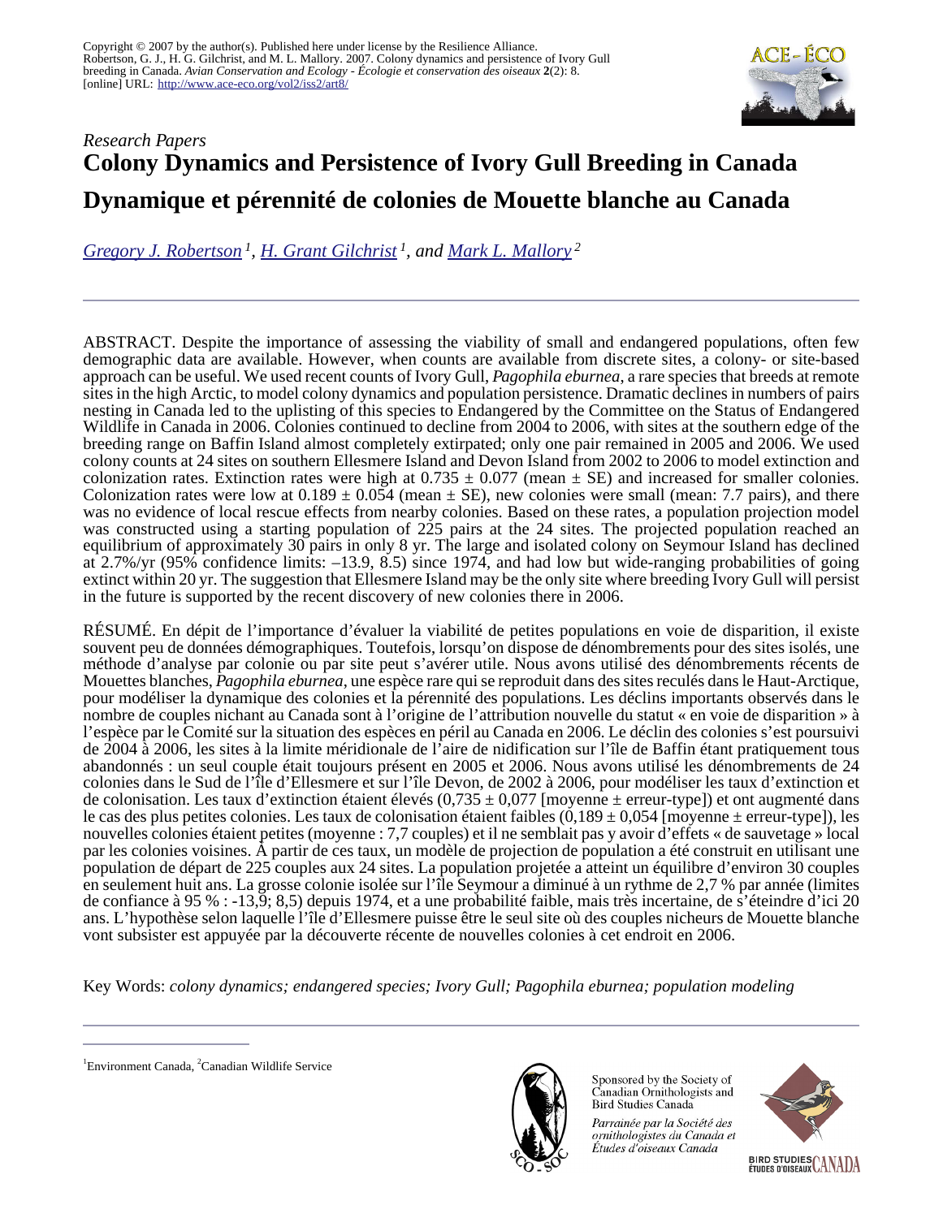Copyright © 2007 by the author(s). Published here under license by the Resilience Alliance.
Robertson, G. J., H. G. Gilchrist, and M. L. Mallory. 2007. Colony dynamics and persistence of Ivory Gull breeding in Canada. *Avian Conservation and Ecology - Écologie et conservation des oiseaux* **2**(2): 8. [online] URL: http://www.ace-eco.org/vol2/iss2/art8/

*Research Papers*

# Colony Dynamics and Persistence of Ivory Gull Breeding in Canada

# Dynamique et pérennité de colonies de Mouette blanche au Canada

*Gregory J. Robertson* [1], *H. Grant Gilchrist* [1], *and Mark L. Mallory* [2]

ABSTRACT. Despite the importance of assessing the viability of small and endangered populations, often few demographic data are available. However, when counts are available from discrete sites, a colony- or site-based approach can be useful. We used recent counts of Ivory Gull, *Pagophila eburnea*, a rare species that breeds at remote sites in the high Arctic, to model colony dynamics and population persistence. Dramatic declines in numbers of pairs nesting in Canada led to the uplisting of this species to Endangered by the Committee on the Status of Endangered Wildlife in Canada in 2006. Colonies continued to decline from 2004 to 2006, with sites at the southern edge of the breeding range on Baffin Island almost completely extirpated; only one pair remained in 2005 and 2006. We used colony counts at 24 sites on southern Ellesmere Island and Devon Island from 2002 to 2006 to model extinction and colonization rates. Extinction rates were high at 0.735 ± 0.077 (mean ± SE) and increased for smaller colonies. Colonization rates were low at 0.189 ± 0.054 (mean ± SE), new colonies were small (mean: 7.7 pairs), and there was no evidence of local rescue effects from nearby colonies. Based on these rates, a population projection model was constructed using a starting population of 225 pairs at the 24 sites. The projected population reached an equilibrium of approximately 30 pairs in only 8 yr. The large and isolated colony on Seymour Island has declined at 2.7%/yr (95% confidence limits: –13.9, 8.5) since 1974, and had low but wide-ranging probabilities of going extinct within 20 yr. The suggestion that Ellesmere Island may be the only site where breeding Ivory Gull will persist in the future is supported by the recent discovery of new colonies there in 2006.

RÉSUMÉ. En dépit de l'importance d'évaluer la viabilité de petites populations en voie de disparition, il existe souvent peu de données démographiques. Toutefois, lorsqu'on dispose de dénombrements pour des sites isolés, une méthode d'analyse par colonie ou par site peut s'avérer utile. Nous avons utilisé des dénombrements récents de Mouettes blanches, *Pagophila eburnea*, une espèce rare qui se reproduit dans des sites reculés dans le Haut-Arctique, pour modéliser la dynamique des colonies et la pérennité des populations. Les déclins importants observés dans le nombre de couples nichant au Canada sont à l'origine de l'attribution nouvelle du statut « en voie de disparition » à l'espèce par le Comité sur la situation des espèces en péril au Canada en 2006. Le déclin des colonies s'est poursuivi de 2004 à 2006, les sites à la limite méridionale de l'aire de nidification sur l'île de Baffin étant pratiquement tous abandonnés : un seul couple était toujours présent en 2005 et 2006. Nous avons utilisé les dénombrements de 24 colonies dans le Sud de l'île d'Ellesmere et sur l'île Devon, de 2002 à 2006, pour modéliser les taux d'extinction et de colonisation. Les taux d'extinction étaient élevés (0,735 ± 0,077 [moyenne ± erreur-type]) et ont augmenté dans le cas des plus petites colonies. Les taux de colonisation étaient faibles (0,189 ± 0,054 [moyenne ± erreur-type]), les nouvelles colonies étaient petites (moyenne : 7,7 couples) et il ne semblait pas y avoir d'effets « de sauvetage » local par les colonies voisines. À partir de ces taux, un modèle de projection de population a été construit en utilisant une population de départ de 225 couples aux 24 sites. La population projetée a atteint un équilibre d'environ 30 couples en seulement huit ans. La grosse colonie isolée sur l'île Seymour a diminué à un rythme de 2,7 % par année (limites de confiance à 95 % : -13,9; 8,5) depuis 1974, et a une probabilité faible, mais très incertaine, de s'éteindre d'ici 20 ans. L'hypothèse selon laquelle l'île d'Ellesmere puisse être le seul site où des couples nicheurs de Mouette blanche vont subsister est appuyée par la découverte récente de nouvelles colonies à cet endroit en 2006.

Key Words: *colony dynamics; endangered species; Ivory Gull; Pagophila eburnea; population modeling*

[1]Environment Canada, [2]Canadian Wildlife Service

Sponsored by the Society of Canadian Ornithologists and Bird Studies Canada

*Parrainée par la Société des ornithologistes du Canada et Études d'oiseaux Canada*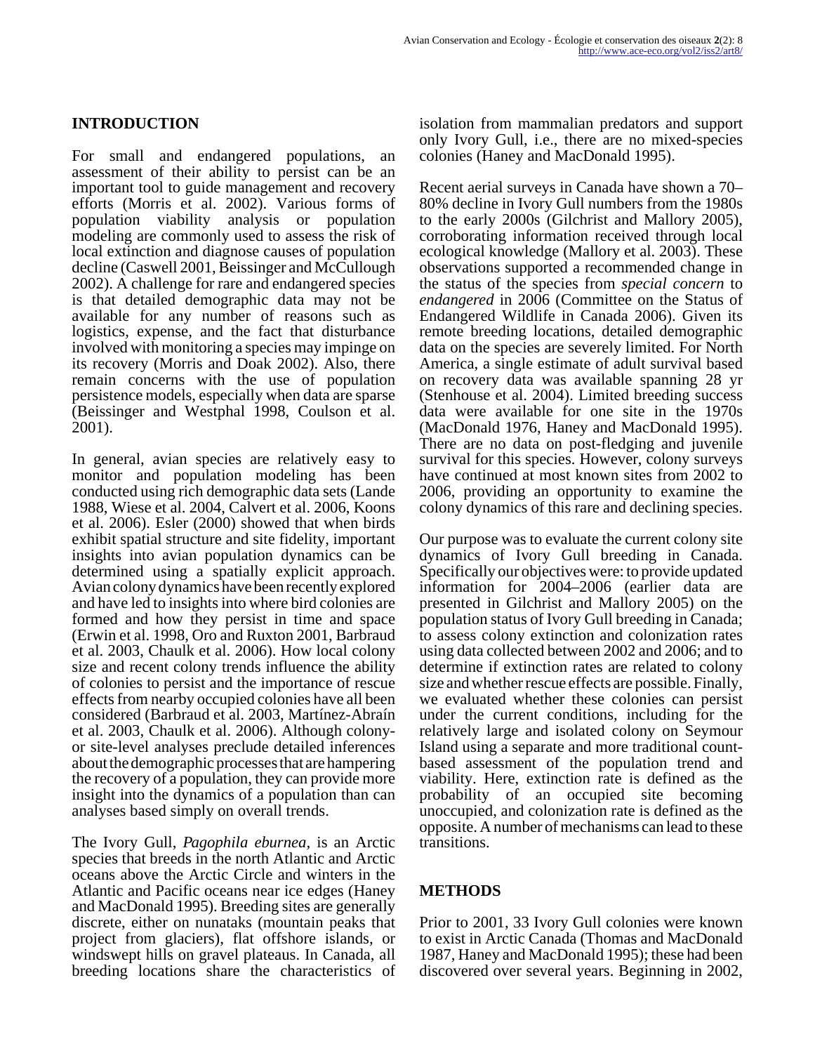## INTRODUCTION

For small and endangered populations, an assessment of their ability to persist can be an important tool to guide management and recovery efforts (Morris et al. 2002). Various forms of population viability analysis or population modeling are commonly used to assess the risk of local extinction and diagnose causes of population decline (Caswell 2001, Beissinger and McCullough 2002). A challenge for rare and endangered species is that detailed demographic data may not be available for any number of reasons such as logistics, expense, and the fact that disturbance involved with monitoring a species may impinge on its recovery (Morris and Doak 2002). Also, there remain concerns with the use of population persistence models, especially when data are sparse (Beissinger and Westphal 1998, Coulson et al. 2001).

In general, avian species are relatively easy to monitor and population modeling has been conducted using rich demographic data sets (Lande 1988, Wiese et al. 2004, Calvert et al. 2006, Koons et al. 2006). Esler (2000) showed that when birds exhibit spatial structure and site fidelity, important insights into avian population dynamics can be determined using a spatially explicit approach. Avian colony dynamics have been recently explored and have led to insights into where bird colonies are formed and how they persist in time and space (Erwin et al. 1998, Oro and Ruxton 2001, Barbraud et al. 2003, Chaulk et al. 2006). How local colony size and recent colony trends influence the ability of colonies to persist and the importance of rescue effects from nearby occupied colonies have all been considered (Barbraud et al. 2003, Martínez-Abraín et al. 2003, Chaulk et al. 2006). Although colony- or site-level analyses preclude detailed inferences about the demographic processes that are hampering the recovery of a population, they can provide more insight into the dynamics of a population than can analyses based simply on overall trends.

The Ivory Gull, *Pagophila eburnea*, is an Arctic species that breeds in the north Atlantic and Arctic oceans above the Arctic Circle and winters in the Atlantic and Pacific oceans near ice edges (Haney and MacDonald 1995). Breeding sites are generally discrete, either on nunataks (mountain peaks that project from glaciers), flat offshore islands, or windswept hills on gravel plateaus. In Canada, all breeding locations share the characteristics of isolation from mammalian predators and support only Ivory Gull, i.e., there are no mixed-species colonies (Haney and MacDonald 1995).

Recent aerial surveys in Canada have shown a 70–80% decline in Ivory Gull numbers from the 1980s to the early 2000s (Gilchrist and Mallory 2005), corroborating information received through local ecological knowledge (Mallory et al. 2003). These observations supported a recommended change in the status of the species from *special concern* to *endangered* in 2006 (Committee on the Status of Endangered Wildlife in Canada 2006). Given its remote breeding locations, detailed demographic data on the species are severely limited. For North America, a single estimate of adult survival based on recovery data was available spanning 28 yr (Stenhouse et al. 2004). Limited breeding success data were available for one site in the 1970s (MacDonald 1976, Haney and MacDonald 1995). There are no data on post-fledging and juvenile survival for this species. However, colony surveys have continued at most known sites from 2002 to 2006, providing an opportunity to examine the colony dynamics of this rare and declining species.

Our purpose was to evaluate the current colony site dynamics of Ivory Gull breeding in Canada. Specifically our objectives were: to provide updated information for 2004–2006 (earlier data are presented in Gilchrist and Mallory 2005) on the population status of Ivory Gull breeding in Canada; to assess colony extinction and colonization rates using data collected between 2002 and 2006; and to determine if extinction rates are related to colony size and whether rescue effects are possible. Finally, we evaluated whether these colonies can persist under the current conditions, including for the relatively large and isolated colony on Seymour Island using a separate and more traditional count-based assessment of the population trend and viability. Here, extinction rate is defined as the probability of an occupied site becoming unoccupied, and colonization rate is defined as the opposite. A number of mechanisms can lead to these transitions.

## METHODS

Prior to 2001, 33 Ivory Gull colonies were known to exist in Arctic Canada (Thomas and MacDonald 1987, Haney and MacDonald 1995); these had been discovered over several years. Beginning in 2002,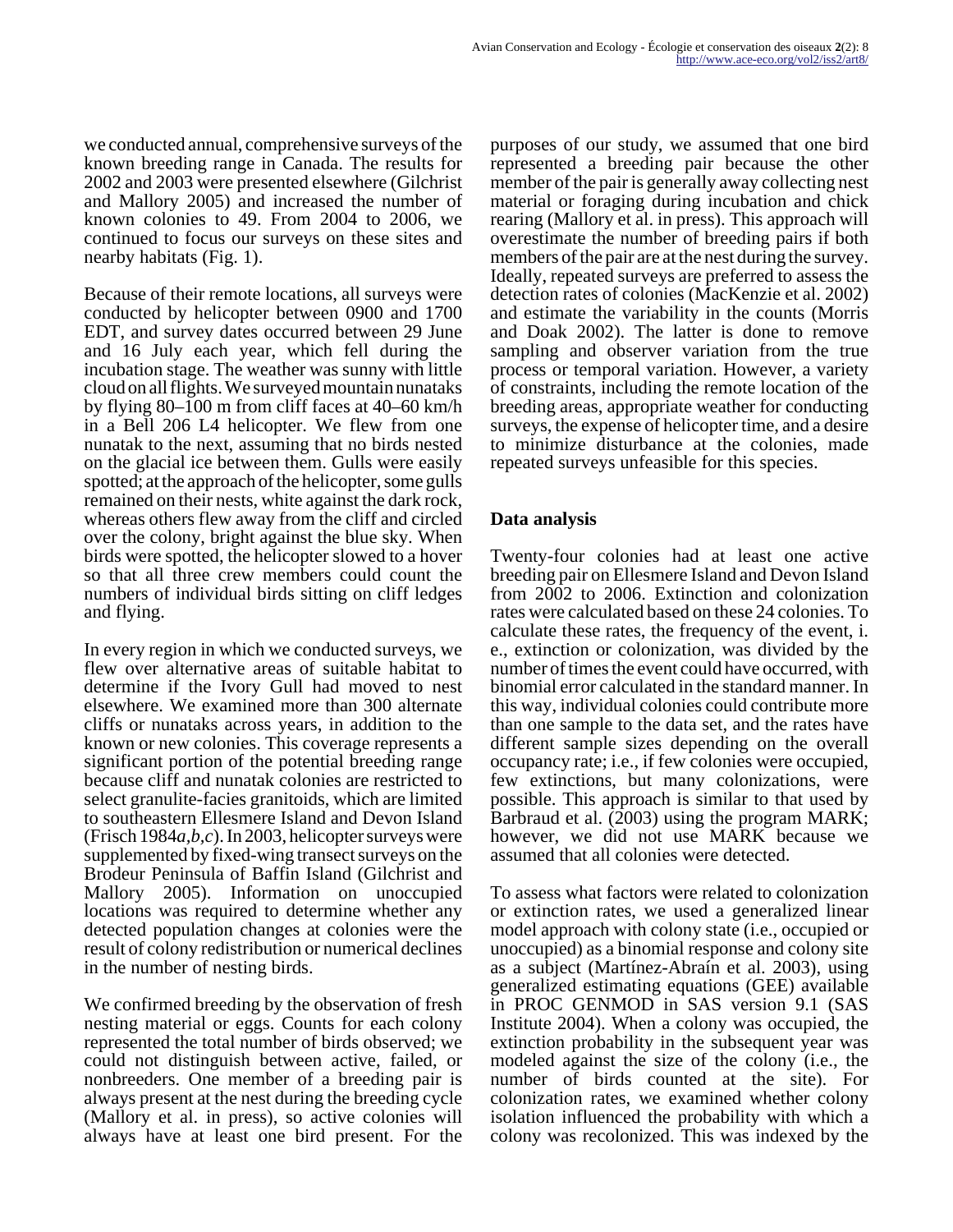we conducted annual, comprehensive surveys of the known breeding range in Canada. The results for 2002 and 2003 were presented elsewhere (Gilchrist and Mallory 2005) and increased the number of known colonies to 49. From 2004 to 2006, we continued to focus our surveys on these sites and nearby habitats (Fig. 1).

Because of their remote locations, all surveys were conducted by helicopter between 0900 and 1700 EDT, and survey dates occurred between 29 June and 16 July each year, which fell during the incubation stage. The weather was sunny with little cloud on all flights. We surveyed mountain nunataks by flying 80–100 m from cliff faces at 40–60 km/h in a Bell 206 L4 helicopter. We flew from one nunatak to the next, assuming that no birds nested on the glacial ice between them. Gulls were easily spotted; at the approach of the helicopter, some gulls remained on their nests, white against the dark rock, whereas others flew away from the cliff and circled over the colony, bright against the blue sky. When birds were spotted, the helicopter slowed to a hover so that all three crew members could count the numbers of individual birds sitting on cliff ledges and flying.

In every region in which we conducted surveys, we flew over alternative areas of suitable habitat to determine if the Ivory Gull had moved to nest elsewhere. We examined more than 300 alternate cliffs or nunataks across years, in addition to the known or new colonies. This coverage represents a significant portion of the potential breeding range because cliff and nunatak colonies are restricted to select granulite-facies granitoids, which are limited to southeastern Ellesmere Island and Devon Island (Frisch 1984*a,b,c*). In 2003, helicopter surveys were supplemented by fixed-wing transect surveys on the Brodeur Peninsula of Baffin Island (Gilchrist and Mallory 2005). Information on unoccupied locations was required to determine whether any detected population changes at colonies were the result of colony redistribution or numerical declines in the number of nesting birds.

We confirmed breeding by the observation of fresh nesting material or eggs. Counts for each colony represented the total number of birds observed; we could not distinguish between active, failed, or nonbreeders. One member of a breeding pair is always present at the nest during the breeding cycle (Mallory et al. in press), so active colonies will always have at least one bird present. For the purposes of our study, we assumed that one bird represented a breeding pair because the other member of the pair is generally away collecting nest material or foraging during incubation and chick rearing (Mallory et al. in press). This approach will overestimate the number of breeding pairs if both members of the pair are at the nest during the survey. Ideally, repeated surveys are preferred to assess the detection rates of colonies (MacKenzie et al. 2002) and estimate the variability in the counts (Morris and Doak 2002). The latter is done to remove sampling and observer variation from the true process or temporal variation. However, a variety of constraints, including the remote location of the breeding areas, appropriate weather for conducting surveys, the expense of helicopter time, and a desire to minimize disturbance at the colonies, made repeated surveys unfeasible for this species.

## Data analysis

Twenty-four colonies had at least one active breeding pair on Ellesmere Island and Devon Island from 2002 to 2006. Extinction and colonization rates were calculated based on these 24 colonies. To calculate these rates, the frequency of the event, i. e., extinction or colonization, was divided by the number of times the event could have occurred, with binomial error calculated in the standard manner. In this way, individual colonies could contribute more than one sample to the data set, and the rates have different sample sizes depending on the overall occupancy rate; i.e., if few colonies were occupied, few extinctions, but many colonizations, were possible. This approach is similar to that used by Barbraud et al. (2003) using the program MARK; however, we did not use MARK because we assumed that all colonies were detected.

To assess what factors were related to colonization or extinction rates, we used a generalized linear model approach with colony state (i.e., occupied or unoccupied) as a binomial response and colony site as a subject (Martínez-Abraín et al. 2003), using generalized estimating equations (GEE) available in PROC GENMOD in SAS version 9.1 (SAS Institute 2004). When a colony was occupied, the extinction probability in the subsequent year was modeled against the size of the colony (i.e., the number of birds counted at the site). For colonization rates, we examined whether colony isolation influenced the probability with which a colony was recolonized. This was indexed by the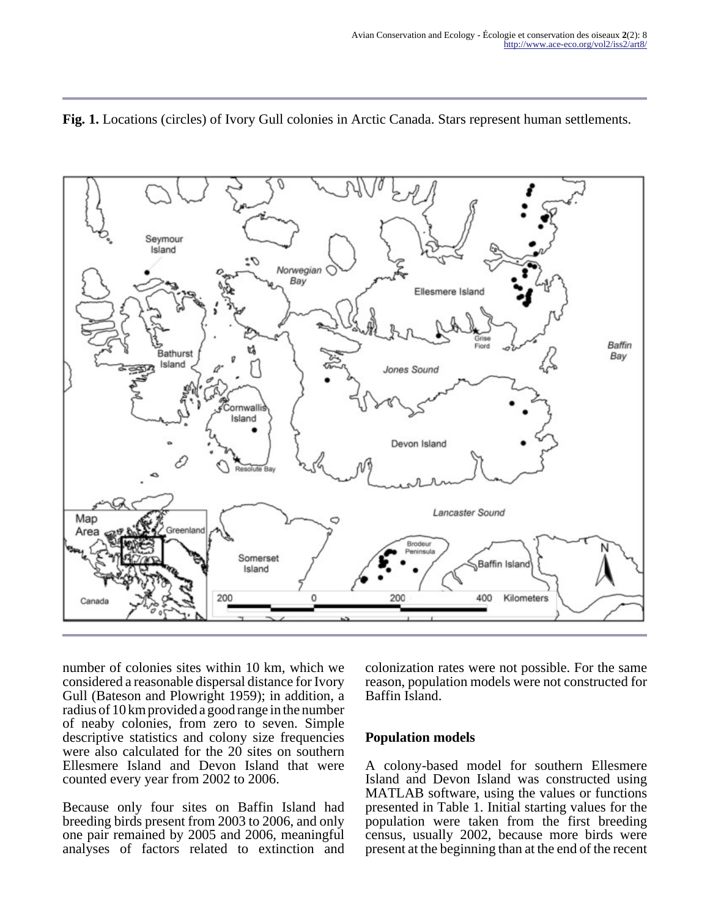**Fig. 1.** Locations (circles) of Ivory Gull colonies in Arctic Canada. Stars represent human settlements.

number of colonies sites within 10 km, which we considered a reasonable dispersal distance for Ivory Gull (Bateson and Plowright 1959); in addition, a radius of 10 km provided a good range in the number of neaby colonies, from zero to seven. Simple descriptive statistics and colony size frequencies were also calculated for the 20 sites on southern Ellesmere Island and Devon Island that were counted every year from 2002 to 2006.

Because only four sites on Baffin Island had breeding birds present from 2003 to 2006, and only one pair remained by 2005 and 2006, meaningful analyses of factors related to extinction and colonization rates were not possible. For the same reason, population models were not constructed for Baffin Island.

### Population models

A colony-based model for southern Ellesmere Island and Devon Island was constructed using MATLAB software, using the values or functions presented in Table 1. Initial starting values for the population were taken from the first breeding census, usually 2002, because more birds were present at the beginning than at the end of the recent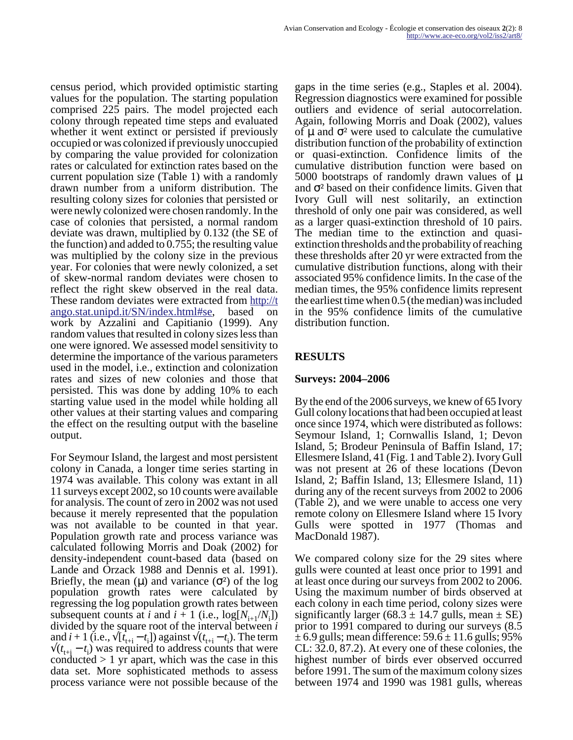census period, which provided optimistic starting values for the population. The starting population comprised 225 pairs. The model projected each colony through repeated time steps and evaluated whether it went extinct or persisted if previously occupied or was colonized if previously unoccupied by comparing the value provided for colonization rates or calculated for extinction rates based on the current population size (Table 1) with a randomly drawn number from a uniform distribution. The resulting colony sizes for colonies that persisted or were newly colonized were chosen randomly. In the case of colonies that persisted, a normal random deviate was drawn, multiplied by 0.132 (the SE of the function) and added to 0.755; the resulting value was multiplied by the colony size in the previous year. For colonies that were newly colonized, a set of skew-normal random deviates were chosen to reflect the right skew observed in the real data. These random deviates were extracted from http://tango.stat.unipd.it/SN/index.html#se, based on work by Azzalini and Capitianio (1999). Any random values that resulted in colony sizes less than one were ignored. We assessed model sensitivity to determine the importance of the various parameters used in the model, i.e., extinction and colonization rates and sizes of new colonies and those that persisted. This was done by adding 10% to each starting value used in the model while holding all other values at their starting values and comparing the effect on the resulting output with the baseline output.

For Seymour Island, the largest and most persistent colony in Canada, a longer time series starting in 1974 was available. This colony was extant in all 11 surveys except 2002, so 10 counts were available for analysis. The count of zero in 2002 was not used because it merely represented that the population was not available to be counted in that year. Population growth rate and process variance was calculated following Morris and Doak (2002) for density-independent count-based data (based on Lande and Orzack 1988 and Dennis et al. 1991). Briefly, the mean ($\mu$) and variance ($\sigma^2$) of the log population growth rates were calculated by regressing the log population growth rates between subsequent counts at *i* and *i* + 1 (i.e., $\log[N_{i+1}/N_i]$) divided by the square root of the interval between *i* and *i* + 1 (i.e., $\sqrt{[t_{t+i} - t_i]}$) against $\sqrt{(t_{t+i} - t_i)}$. The term $\sqrt{(t_{t+i} - t_i)}$ was required to address counts that were conducted > 1 yr apart, which was the case in this data set. More sophisticated methods to assess process variance were not possible because of the gaps in the time series (e.g., Staples et al. 2004). Regression diagnostics were examined for possible outliers and evidence of serial autocorrelation. Again, following Morris and Doak (2002), values of $\mu$ and $\sigma^2$ were used to calculate the cumulative distribution function of the probability of extinction or quasi-extinction. Confidence limits of the cumulative distribution function were based on 5000 bootstraps of randomly drawn values of $\mu$ and $\sigma^2$ based on their confidence limits. Given that Ivory Gull will nest solitarily, an extinction threshold of only one pair was considered, as well as a larger quasi-extinction threshold of 10 pairs. The median time to the extinction and quasi-extinction thresholds and the probability of reaching these thresholds after 20 yr were extracted from the cumulative distribution functions, along with their associated 95% confidence limits. In the case of the median times, the 95% confidence limits represent the earliest time when 0.5 (the median) was included in the 95% confidence limits of the cumulative distribution function.

## RESULTS

### Surveys: 2004–2006

By the end of the 2006 surveys, we knew of 65 Ivory Gull colony locations that had been occupied at least once since 1974, which were distributed as follows: Seymour Island, 1; Cornwallis Island, 1; Devon Island, 5; Brodeur Peninsula of Baffin Island, 17; Ellesmere Island, 41 (Fig. 1 and Table 2). Ivory Gull was not present at 26 of these locations (Devon Island, 2; Baffin Island, 13; Ellesmere Island, 11) during any of the recent surveys from 2002 to 2006 (Table 2), and we were unable to access one very remote colony on Ellesmere Island where 15 Ivory Gulls were spotted in 1977 (Thomas and MacDonald 1987).

We compared colony size for the 29 sites where gulls were counted at least once prior to 1991 and at least once during our surveys from 2002 to 2006. Using the maximum number of birds observed at each colony in each time period, colony sizes were significantly larger (68.3 ± 14.7 gulls, mean ± SE) prior to 1991 compared to during our surveys (8.5 ± 6.9 gulls; mean difference: 59.6 ± 11.6 gulls; 95% CL: 32.0, 87.2). At every one of these colonies, the highest number of birds ever observed occurred before 1991. The sum of the maximum colony sizes between 1974 and 1990 was 1981 gulls, whereas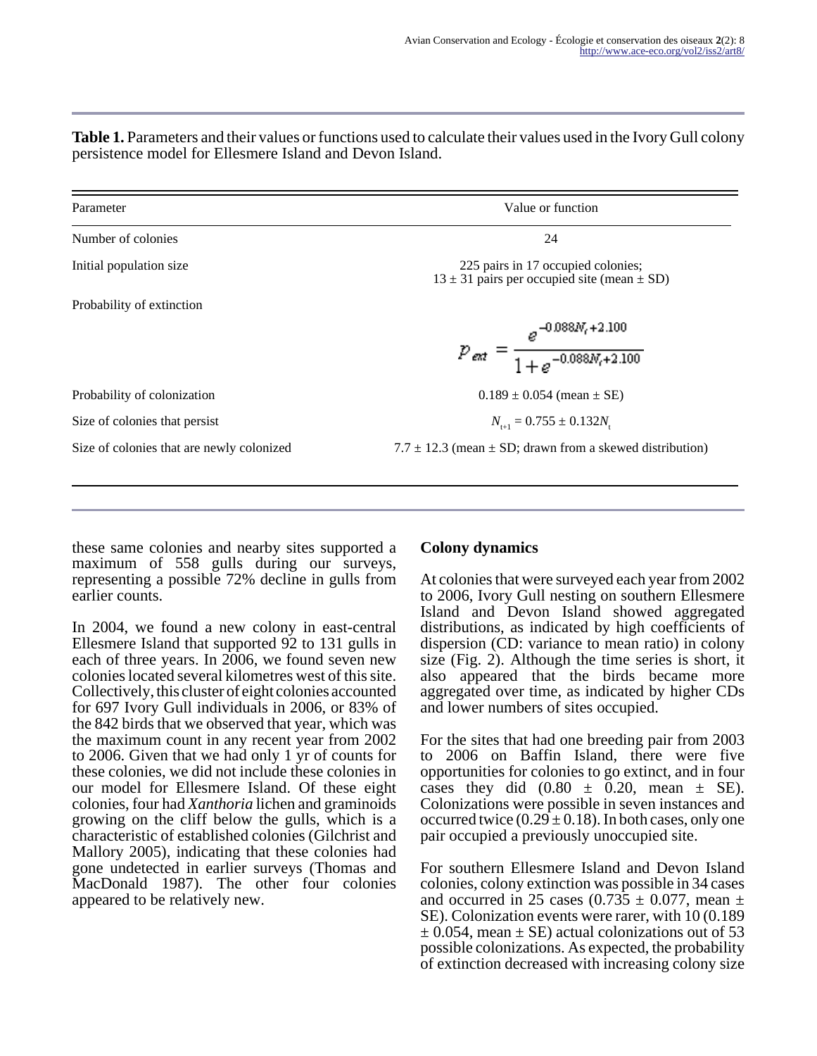**Table 1.** Parameters and their values or functions used to calculate their values used in the Ivory Gull colony persistence model for Ellesmere Island and Devon Island.

| Parameter | Value or function |
|---|---|
| Number of colonies | 24 |
| Initial population size | 225 pairs in 17 occupied colonies; 13 ± 31 pairs per occupied site (mean ± SD) |
| Probability of extinction | $p_{ext} = \frac{e^{-0.088N_t+2.100}}{1+e^{-0.088N_t+2.100}}$ |
| Probability of colonization | 0.189 ± 0.054 (mean ± SE) |
| Size of colonies that persist | $N_{t+1} = 0.755 \pm 0.132N_t$ |
| Size of colonies that are newly colonized | 7.7 ± 12.3 (mean ± SD; drawn from a skewed distribution) |

these same colonies and nearby sites supported a maximum of 558 gulls during our surveys, representing a possible 72% decline in gulls from earlier counts.

In 2004, we found a new colony in east-central Ellesmere Island that supported 92 to 131 gulls in each of three years. In 2006, we found seven new colonies located several kilometres west of this site. Collectively, this cluster of eight colonies accounted for 697 Ivory Gull individuals in 2006, or 83% of the 842 birds that we observed that year, which was the maximum count in any recent year from 2002 to 2006. Given that we had only 1 yr of counts for these colonies, we did not include these colonies in our model for Ellesmere Island. Of these eight colonies, four had *Xanthoria* lichen and graminoids growing on the cliff below the gulls, which is a characteristic of established colonies (Gilchrist and Mallory 2005), indicating that these colonies had gone undetected in earlier surveys (Thomas and MacDonald 1987). The other four colonies appeared to be relatively new.

## Colony dynamics

At colonies that were surveyed each year from 2002 to 2006, Ivory Gull nesting on southern Ellesmere Island and Devon Island showed aggregated distributions, as indicated by high coefficients of dispersion (CD: variance to mean ratio) in colony size (Fig. 2). Although the time series is short, it also appeared that the birds became more aggregated over time, as indicated by higher CDs and lower numbers of sites occupied.

For the sites that had one breeding pair from 2003 to 2006 on Baffin Island, there were five opportunities for colonies to go extinct, and in four cases they did (0.80 ± 0.20, mean ± SE). Colonizations were possible in seven instances and occurred twice (0.29 ± 0.18). In both cases, only one pair occupied a previously unoccupied site.

For southern Ellesmere Island and Devon Island colonies, colony extinction was possible in 34 cases and occurred in 25 cases (0.735 ± 0.077, mean ± SE). Colonization events were rarer, with 10 (0.189 ± 0.054, mean ± SE) actual colonizations out of 53 possible colonizations. As expected, the probability of extinction decreased with increasing colony size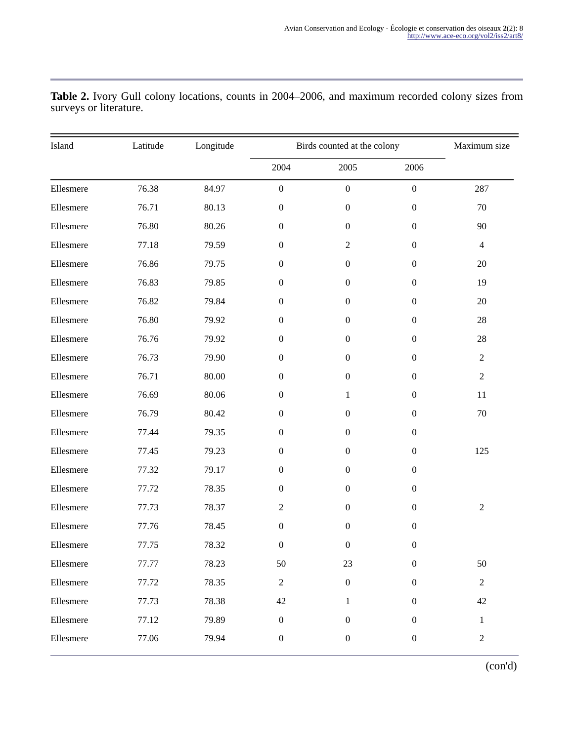**Table 2.** Ivory Gull colony locations, counts in 2004–2006, and maximum recorded colony sizes from surveys or literature.

| Island | Latitude | Longitude | Birds counted at the colony | | | Maximum size |
|---|---|---|---|---|---|---|
| | | | 2004 | 2005 | 2006 | |
| Ellesmere | 76.38 | 84.97 | 0 | 0 | 0 | 287 |
| Ellesmere | 76.71 | 80.13 | 0 | 0 | 0 | 70 |
| Ellesmere | 76.80 | 80.26 | 0 | 0 | 0 | 90 |
| Ellesmere | 77.18 | 79.59 | 0 | 2 | 0 | 4 |
| Ellesmere | 76.86 | 79.75 | 0 | 0 | 0 | 20 |
| Ellesmere | 76.83 | 79.85 | 0 | 0 | 0 | 19 |
| Ellesmere | 76.82 | 79.84 | 0 | 0 | 0 | 20 |
| Ellesmere | 76.80 | 79.92 | 0 | 0 | 0 | 28 |
| Ellesmere | 76.76 | 79.92 | 0 | 0 | 0 | 28 |
| Ellesmere | 76.73 | 79.90 | 0 | 0 | 0 | 2 |
| Ellesmere | 76.71 | 80.00 | 0 | 0 | 0 | 2 |
| Ellesmere | 76.69 | 80.06 | 0 | 1 | 0 | 11 |
| Ellesmere | 76.79 | 80.42 | 0 | 0 | 0 | 70 |
| Ellesmere | 77.44 | 79.35 | 0 | 0 | 0 | |
| Ellesmere | 77.45 | 79.23 | 0 | 0 | 0 | 125 |
| Ellesmere | 77.32 | 79.17 | 0 | 0 | 0 | |
| Ellesmere | 77.72 | 78.35 | 0 | 0 | 0 | |
| Ellesmere | 77.73 | 78.37 | 2 | 0 | 0 | 2 |
| Ellesmere | 77.76 | 78.45 | 0 | 0 | 0 | |
| Ellesmere | 77.75 | 78.32 | 0 | 0 | 0 | |
| Ellesmere | 77.77 | 78.23 | 50 | 23 | 0 | 50 |
| Ellesmere | 77.72 | 78.35 | 2 | 0 | 0 | 2 |
| Ellesmere | 77.73 | 78.38 | 42 | 1 | 0 | 42 |
| Ellesmere | 77.12 | 79.89 | 0 | 0 | 0 | 1 |
| Ellesmere | 77.06 | 79.94 | 0 | 0 | 0 | 2 |

(con'd)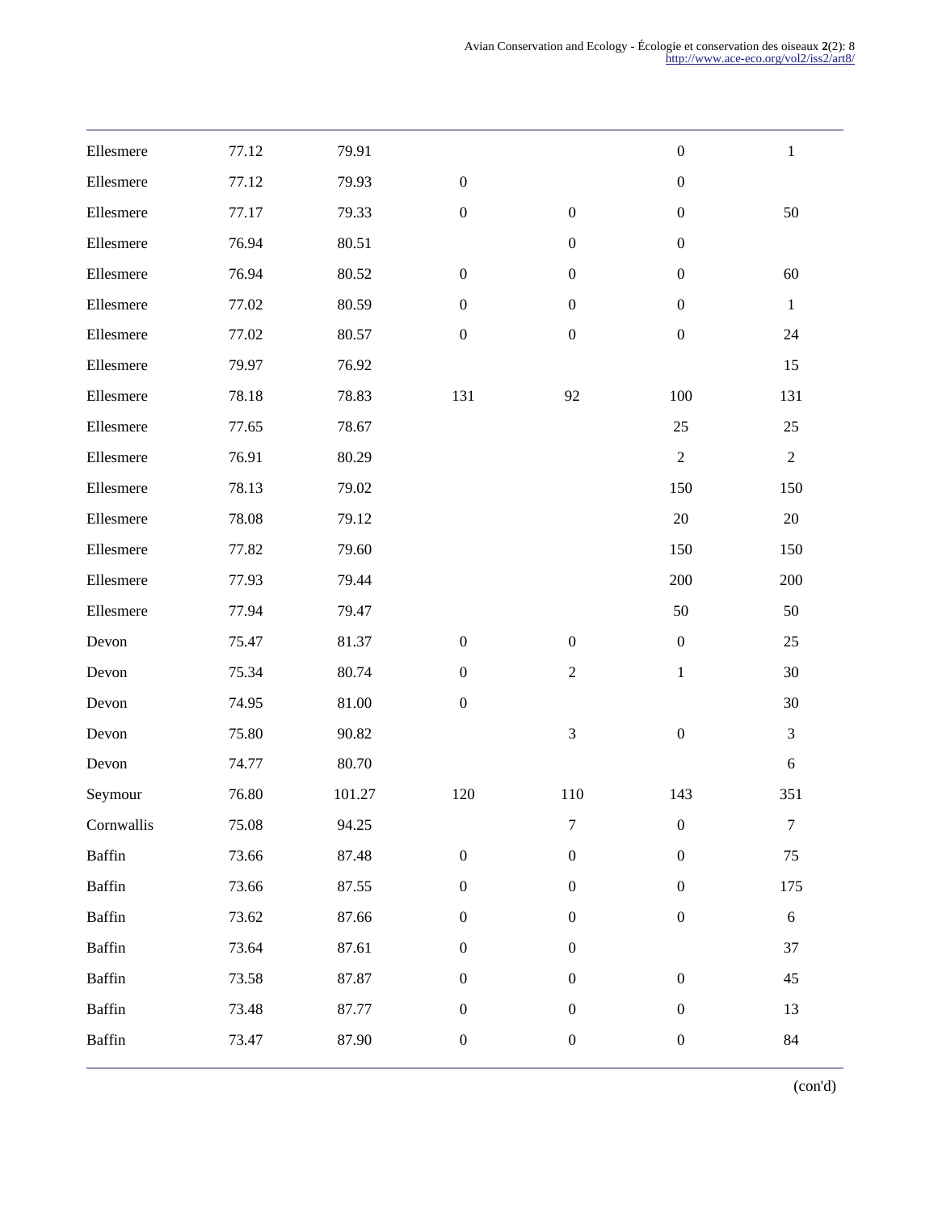| | | | | | | |
|---|---|---|---|---|---|---|
| Ellesmere | 77.12 | 79.91 | | | 0 | 1 |
| Ellesmere | 77.12 | 79.93 | 0 | | 0 | |
| Ellesmere | 77.17 | 79.33 | 0 | 0 | 0 | 50 |
| Ellesmere | 76.94 | 80.51 | | 0 | 0 | |
| Ellesmere | 76.94 | 80.52 | 0 | 0 | 0 | 60 |
| Ellesmere | 77.02 | 80.59 | 0 | 0 | 0 | 1 |
| Ellesmere | 77.02 | 80.57 | 0 | 0 | 0 | 24 |
| Ellesmere | 79.97 | 76.92 | | | | 15 |
| Ellesmere | 78.18 | 78.83 | 131 | 92 | 100 | 131 |
| Ellesmere | 77.65 | 78.67 | | | 25 | 25 |
| Ellesmere | 76.91 | 80.29 | | | 2 | 2 |
| Ellesmere | 78.13 | 79.02 | | | 150 | 150 |
| Ellesmere | 78.08 | 79.12 | | | 20 | 20 |
| Ellesmere | 77.82 | 79.60 | | | 150 | 150 |
| Ellesmere | 77.93 | 79.44 | | | 200 | 200 |
| Ellesmere | 77.94 | 79.47 | | | 50 | 50 |
| Devon | 75.47 | 81.37 | 0 | 0 | 0 | 25 |
| Devon | 75.34 | 80.74 | 0 | 2 | 1 | 30 |
| Devon | 74.95 | 81.00 | 0 | | | 30 |
| Devon | 75.80 | 90.82 | | 3 | 0 | 3 |
| Devon | 74.77 | 80.70 | | | | 6 |
| Seymour | 76.80 | 101.27 | 120 | 110 | 143 | 351 |
| Cornwallis | 75.08 | 94.25 | | 7 | 0 | 7 |
| Baffin | 73.66 | 87.48 | 0 | 0 | 0 | 75 |
| Baffin | 73.66 | 87.55 | 0 | 0 | 0 | 175 |
| Baffin | 73.62 | 87.66 | 0 | 0 | 0 | 6 |
| Baffin | 73.64 | 87.61 | 0 | 0 | | 37 |
| Baffin | 73.58 | 87.87 | 0 | 0 | 0 | 45 |
| Baffin | 73.48 | 87.77 | 0 | 0 | 0 | 13 |
| Baffin | 73.47 | 87.90 | 0 | 0 | 0 | 84 |

(con'd)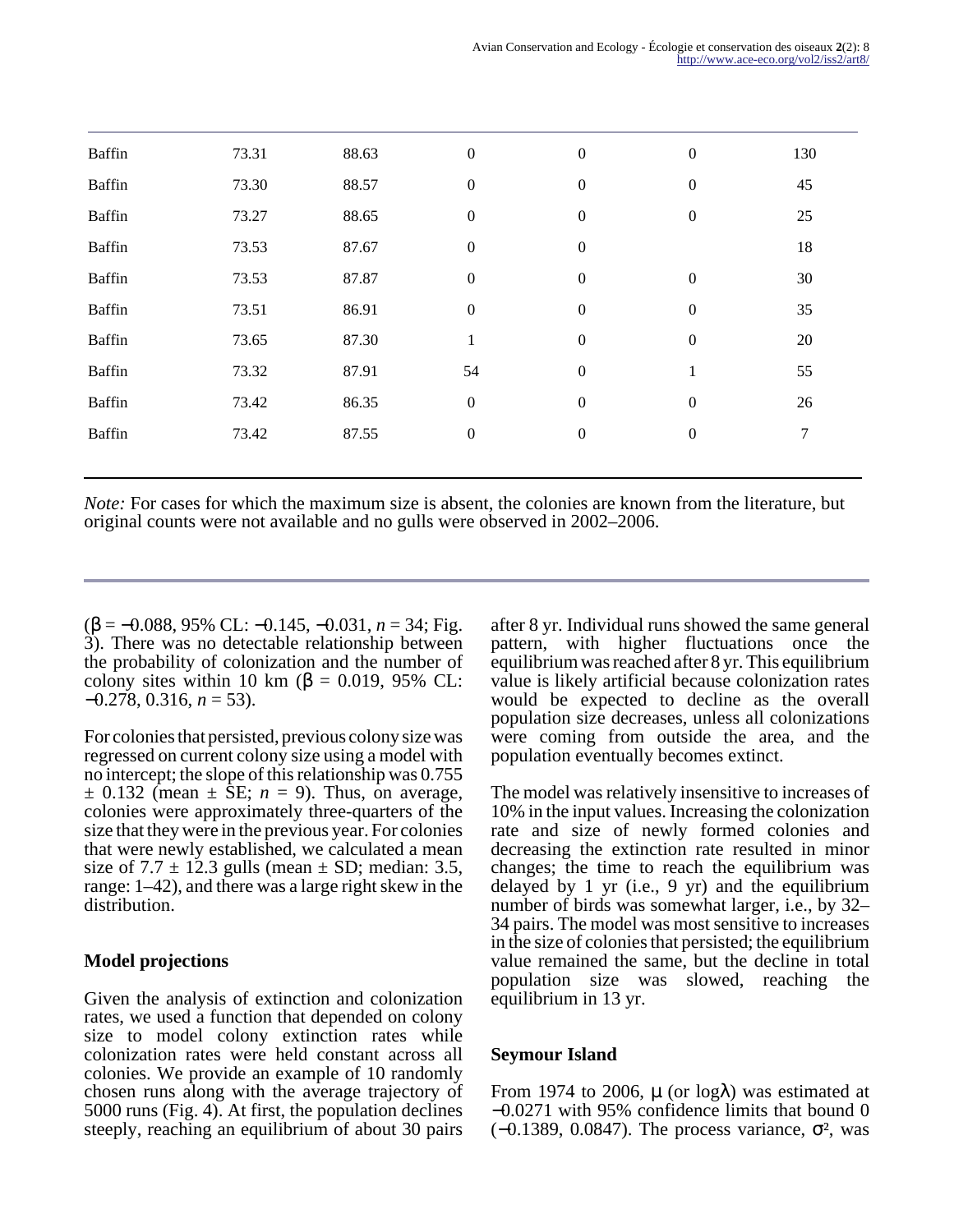| | | | | | | |
|---|---|---|---|---|---|---|
| Baffin | 73.31 | 88.63 | 0 | 0 | 0 | 130 |
| Baffin | 73.30 | 88.57 | 0 | 0 | 0 | 45 |
| Baffin | 73.27 | 88.65 | 0 | 0 | 0 | 25 |
| Baffin | 73.53 | 87.67 | 0 | 0 | | 18 |
| Baffin | 73.53 | 87.87 | 0 | 0 | 0 | 30 |
| Baffin | 73.51 | 86.91 | 0 | 0 | 0 | 35 |
| Baffin | 73.65 | 87.30 | 1 | 0 | 0 | 20 |
| Baffin | 73.32 | 87.91 | 54 | 0 | 1 | 55 |
| Baffin | 73.42 | 86.35 | 0 | 0 | 0 | 26 |
| Baffin | 73.42 | 87.55 | 0 | 0 | 0 | 7 |

*Note:* For cases for which the maximum size is absent, the colonies are known from the literature, but original counts were not available and no gulls were observed in 2002–2006.

($\beta = -0.088$, 95% CL: −0.145, −0.031, $n = 34$; Fig. 3). There was no detectable relationship between the probability of colonization and the number of colony sites within 10 km ($\beta = 0.019$, 95% CL: −0.278, 0.316, $n = 53$).

For colonies that persisted, previous colony size was regressed on current colony size using a model with no intercept; the slope of this relationship was 0.755 ± 0.132 (mean ± SE; $n = 9$). Thus, on average, colonies were approximately three-quarters of the size that they were in the previous year. For colonies that were newly established, we calculated a mean size of 7.7 ± 12.3 gulls (mean ± SD; median: 3.5, range: 1–42), and there was a large right skew in the distribution.

## Model projections

Given the analysis of extinction and colonization rates, we used a function that depended on colony size to model colony extinction rates while colonization rates were held constant across all colonies. We provide an example of 10 randomly chosen runs along with the average trajectory of 5000 runs (Fig. 4). At first, the population declines steeply, reaching an equilibrium of about 30 pairs after 8 yr. Individual runs showed the same general pattern, with higher fluctuations once the equilibrium was reached after 8 yr. This equilibrium value is likely artificial because colonization rates would be expected to decline as the overall population size decreases, unless all colonizations were coming from outside the area, and the population eventually becomes extinct.

The model was relatively insensitive to increases of 10% in the input values. Increasing the colonization rate and size of newly formed colonies and decreasing the extinction rate resulted in minor changes; the time to reach the equilibrium was delayed by 1 yr (i.e., 9 yr) and the equilibrium number of birds was somewhat larger, i.e., by 32–34 pairs. The model was most sensitive to increases in the size of colonies that persisted; the equilibrium value remained the same, but the decline in total population size was slowed, reaching the equilibrium in 13 yr.

## Seymour Island

From 1974 to 2006, $\mu$ (or $\log\lambda$) was estimated at −0.0271 with 95% confidence limits that bound 0 (−0.1389, 0.0847). The process variance, $\sigma^2$, was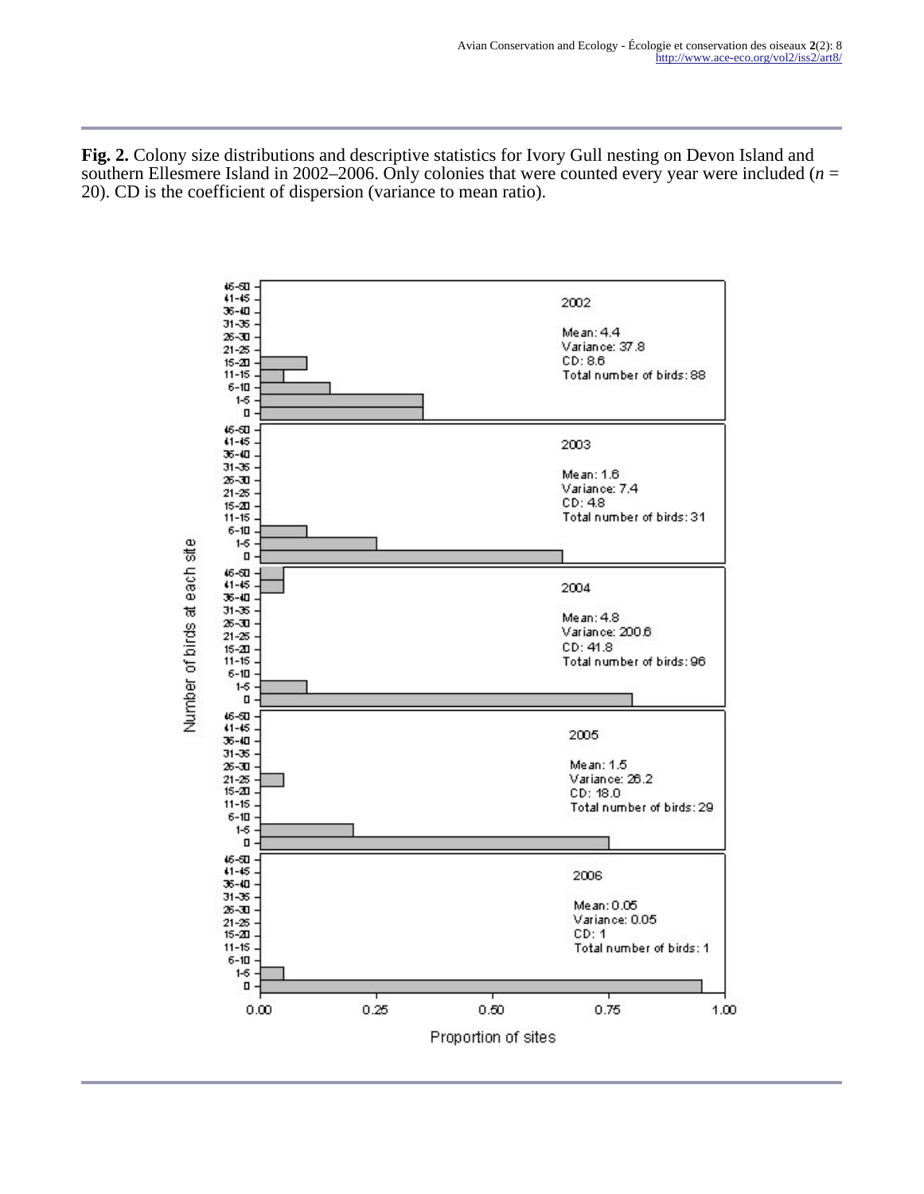**Fig. 2.** Colony size distributions and descriptive statistics for Ivory Gull nesting on Devon Island and southern Ellesmere Island in 2002–2006. Only colonies that were counted every year were included ($n$ = 20). CD is the coefficient of dispersion (variance to mean ratio).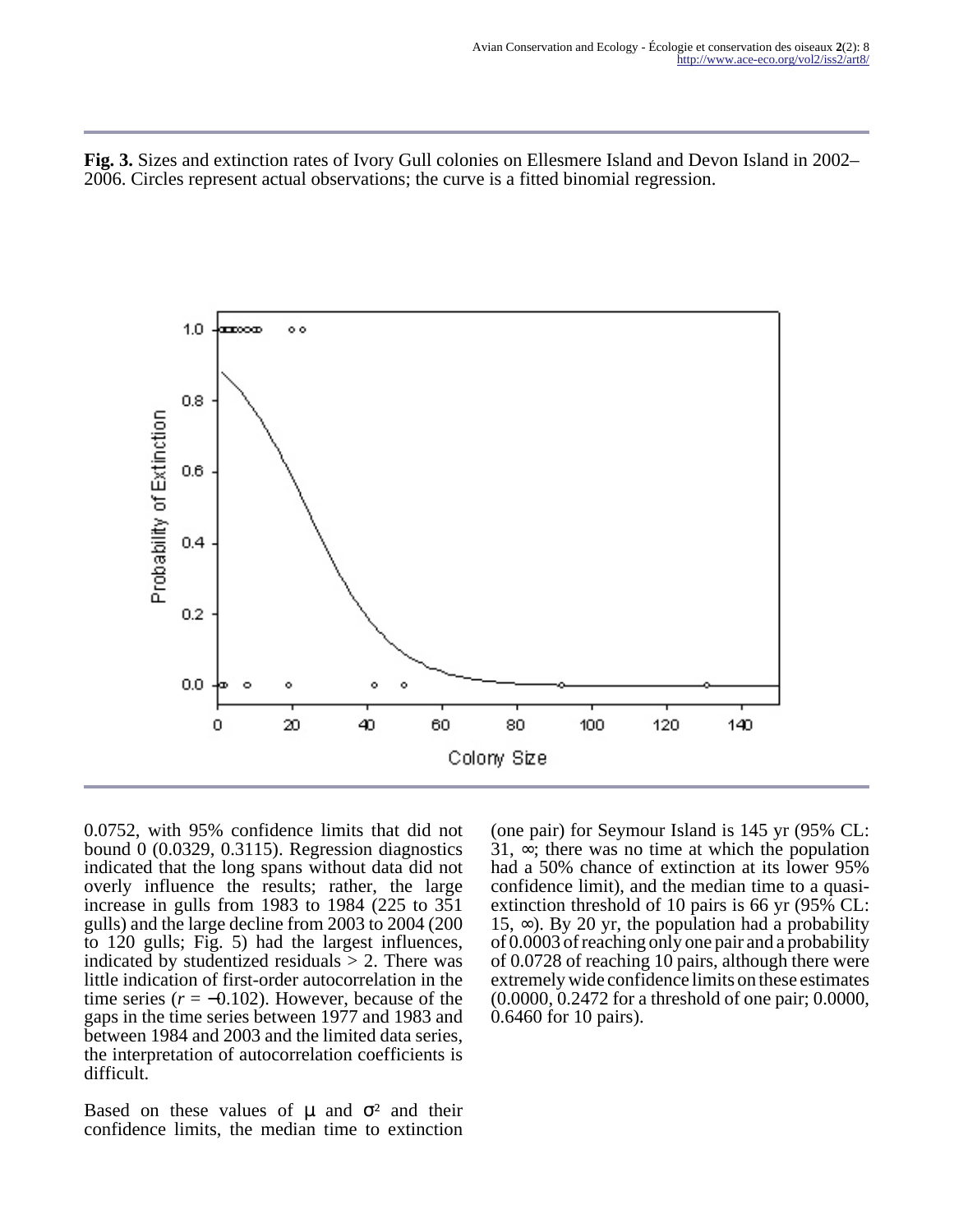**Fig. 3.** Sizes and extinction rates of Ivory Gull colonies on Ellesmere Island and Devon Island in 2002–2006. Circles represent actual observations; the curve is a fitted binomial regression.

0.0752, with 95% confidence limits that did not bound 0 (0.0329, 0.3115). Regression diagnostics indicated that the long spans without data did not overly influence the results; rather, the large increase in gulls from 1983 to 1984 (225 to 351 gulls) and the large decline from 2003 to 2004 (200 to 120 gulls; Fig. 5) had the largest influences, indicated by studentized residuals > 2. There was little indication of first-order autocorrelation in the time series ($r = -0.102$). However, because of the gaps in the time series between 1977 and 1983 and between 1984 and 2003 and the limited data series, the interpretation of autocorrelation coefficients is difficult.

Based on these values of $\mu$ and $\sigma^2$ and their confidence limits, the median time to extinction (one pair) for Seymour Island is 145 yr (95% CL: 31, ∞; there was no time at which the population had a 50% chance of extinction at its lower 95% confidence limit), and the median time to a quasi-extinction threshold of 10 pairs is 66 yr (95% CL: 15, ∞). By 20 yr, the population had a probability of 0.0003 of reaching only one pair and a probability of 0.0728 of reaching 10 pairs, although there were extremely wide confidence limits on these estimates (0.0000, 0.2472 for a threshold of one pair; 0.0000, 0.6460 for 10 pairs).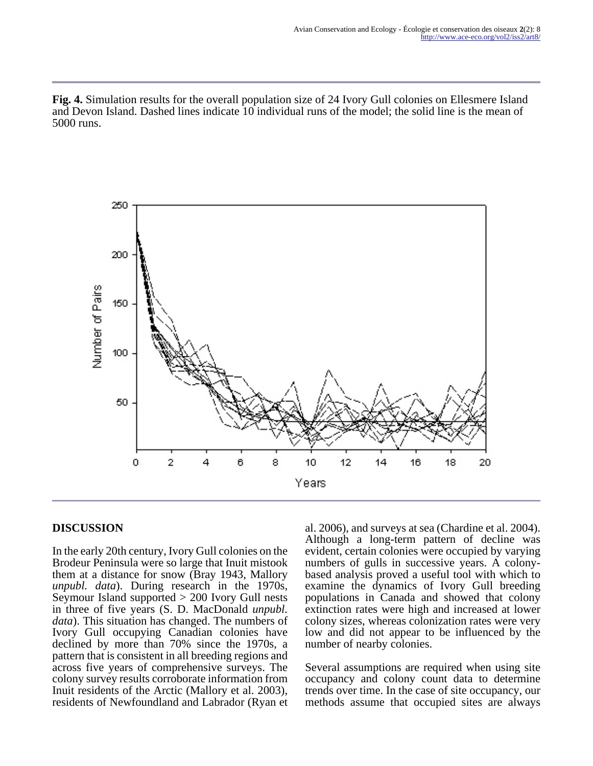**Fig. 4.** Simulation results for the overall population size of 24 Ivory Gull colonies on Ellesmere Island and Devon Island. Dashed lines indicate 10 individual runs of the model; the solid line is the mean of 5000 runs.

## DISCUSSION

In the early 20th century, Ivory Gull colonies on the Brodeur Peninsula were so large that Inuit mistook them at a distance for snow (Bray 1943, Mallory *unpubl. data*). During research in the 1970s, Seymour Island supported > 200 Ivory Gull nests in three of five years (S. D. MacDonald *unpubl. data*). This situation has changed. The numbers of Ivory Gull occupying Canadian colonies have declined by more than 70% since the 1970s, a pattern that is consistent in all breeding regions and across five years of comprehensive surveys. The colony survey results corroborate information from Inuit residents of the Arctic (Mallory et al. 2003), residents of Newfoundland and Labrador (Ryan et al. 2006), and surveys at sea (Chardine et al. 2004). Although a long-term pattern of decline was evident, certain colonies were occupied by varying numbers of gulls in successive years. A colony-based analysis proved a useful tool with which to examine the dynamics of Ivory Gull breeding populations in Canada and showed that colony extinction rates were high and increased at lower colony sizes, whereas colonization rates were very low and did not appear to be influenced by the number of nearby colonies.

Several assumptions are required when using site occupancy and colony count data to determine trends over time. In the case of site occupancy, our methods assume that occupied sites are always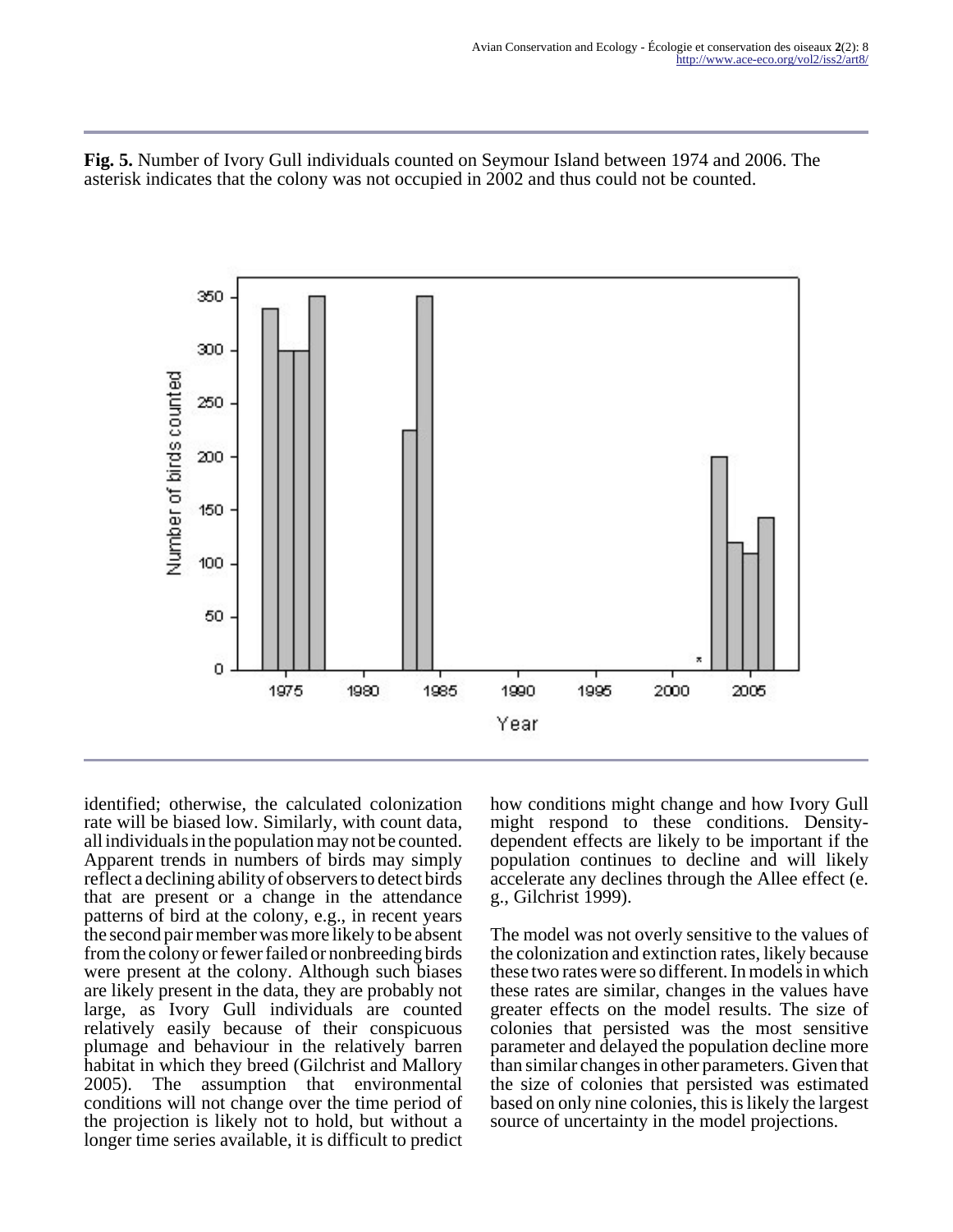**Fig. 5.** Number of Ivory Gull individuals counted on Seymour Island between 1974 and 2006. The asterisk indicates that the colony was not occupied in 2002 and thus could not be counted.

identified; otherwise, the calculated colonization rate will be biased low. Similarly, with count data, all individuals in the population may not be counted. Apparent trends in numbers of birds may simply reflect a declining ability of observers to detect birds that are present or a change in the attendance patterns of bird at the colony, e.g., in recent years the second pair member was more likely to be absent from the colony or fewer failed or nonbreeding birds were present at the colony. Although such biases are likely present in the data, they are probably not large, as Ivory Gull individuals are counted relatively easily because of their conspicuous plumage and behaviour in the relatively barren habitat in which they breed (Gilchrist and Mallory 2005). The assumption that environmental conditions will not change over the time period of the projection is likely not to hold, but without a longer time series available, it is difficult to predict how conditions might change and how Ivory Gull might respond to these conditions. Density-dependent effects are likely to be important if the population continues to decline and will likely accelerate any declines through the Allee effect (e.g., Gilchrist 1999).

The model was not overly sensitive to the values of the colonization and extinction rates, likely because these two rates were so different. In models in which these rates are similar, changes in the values have greater effects on the model results. The size of colonies that persisted was the most sensitive parameter and delayed the population decline more than similar changes in other parameters. Given that the size of colonies that persisted was estimated based on only nine colonies, this is likely the largest source of uncertainty in the model projections.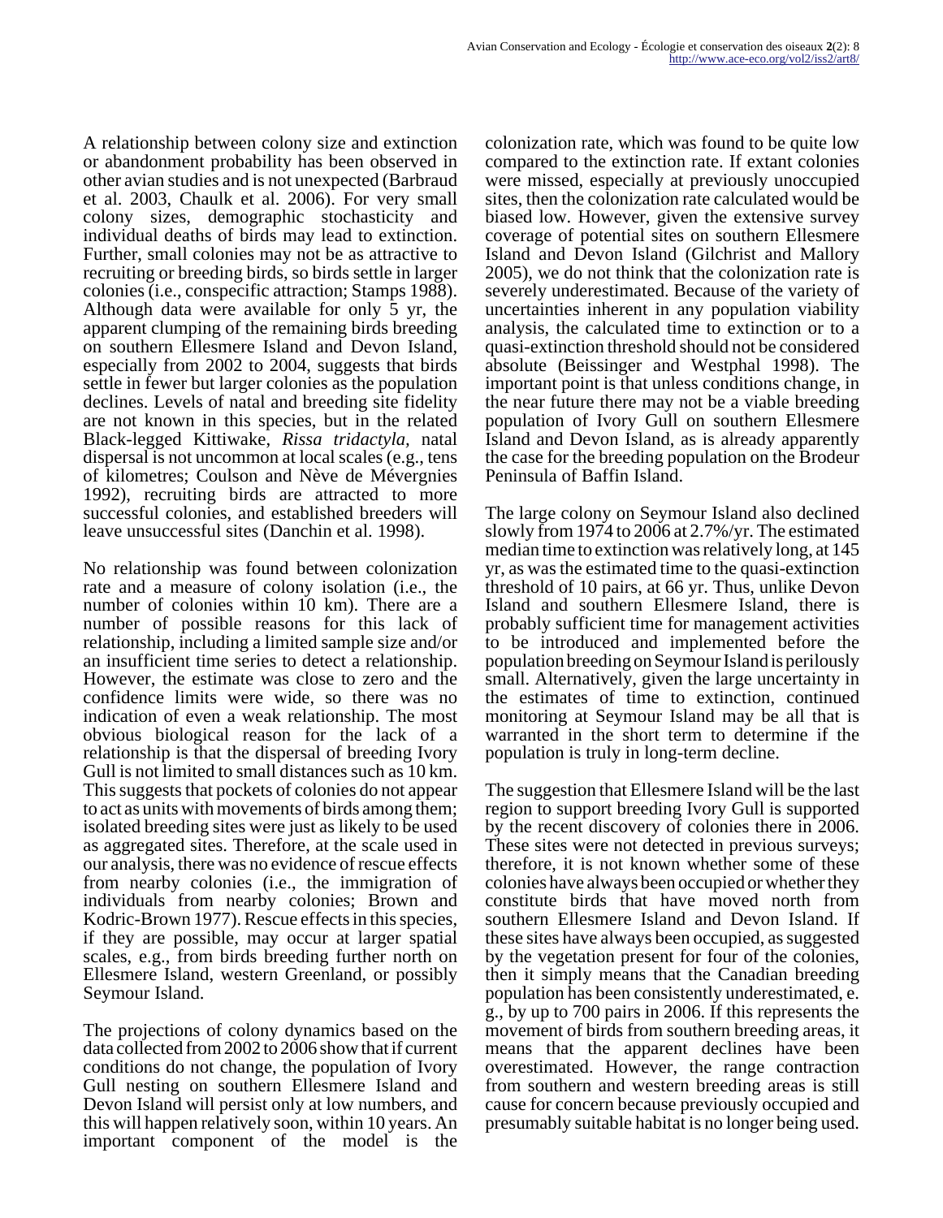A relationship between colony size and extinction or abandonment probability has been observed in other avian studies and is not unexpected (Barbraud et al. 2003, Chaulk et al. 2006). For very small colony sizes, demographic stochasticity and individual deaths of birds may lead to extinction. Further, small colonies may not be as attractive to recruiting or breeding birds, so birds settle in larger colonies (i.e., conspecific attraction; Stamps 1988). Although data were available for only 5 yr, the apparent clumping of the remaining birds breeding on southern Ellesmere Island and Devon Island, especially from 2002 to 2004, suggests that birds settle in fewer but larger colonies as the population declines. Levels of natal and breeding site fidelity are not known in this species, but in the related Black-legged Kittiwake, *Rissa tridactyla*, natal dispersal is not uncommon at local scales (e.g., tens of kilometres; Coulson and Nève de Mévergnies 1992), recruiting birds are attracted to more successful colonies, and established breeders will leave unsuccessful sites (Danchin et al. 1998).

No relationship was found between colonization rate and a measure of colony isolation (i.e., the number of colonies within 10 km). There are a number of possible reasons for this lack of relationship, including a limited sample size and/or an insufficient time series to detect a relationship. However, the estimate was close to zero and the confidence limits were wide, so there was no indication of even a weak relationship. The most obvious biological reason for the lack of a relationship is that the dispersal of breeding Ivory Gull is not limited to small distances such as 10 km. This suggests that pockets of colonies do not appear to act as units with movements of birds among them; isolated breeding sites were just as likely to be used as aggregated sites. Therefore, at the scale used in our analysis, there was no evidence of rescue effects from nearby colonies (i.e., the immigration of individuals from nearby colonies; Brown and Kodric-Brown 1977). Rescue effects in this species, if they are possible, may occur at larger spatial scales, e.g., from birds breeding further north on Ellesmere Island, western Greenland, or possibly Seymour Island.

The projections of colony dynamics based on the data collected from 2002 to 2006 show that if current conditions do not change, the population of Ivory Gull nesting on southern Ellesmere Island and Devon Island will persist only at low numbers, and this will happen relatively soon, within 10 years. An important component of the model is the colonization rate, which was found to be quite low compared to the extinction rate. If extant colonies were missed, especially at previously unoccupied sites, then the colonization rate calculated would be biased low. However, given the extensive survey coverage of potential sites on southern Ellesmere Island and Devon Island (Gilchrist and Mallory 2005), we do not think that the colonization rate is severely underestimated. Because of the variety of uncertainties inherent in any population viability analysis, the calculated time to extinction or to a quasi-extinction threshold should not be considered absolute (Beissinger and Westphal 1998). The important point is that unless conditions change, in the near future there may not be a viable breeding population of Ivory Gull on southern Ellesmere Island and Devon Island, as is already apparently the case for the breeding population on the Brodeur Peninsula of Baffin Island.

The large colony on Seymour Island also declined slowly from 1974 to 2006 at 2.7%/yr. The estimated median time to extinction was relatively long, at 145 yr, as was the estimated time to the quasi-extinction threshold of 10 pairs, at 66 yr. Thus, unlike Devon Island and southern Ellesmere Island, there is probably sufficient time for management activities to be introduced and implemented before the population breeding on Seymour Island is perilously small. Alternatively, given the large uncertainty in the estimates of time to extinction, continued monitoring at Seymour Island may be all that is warranted in the short term to determine if the population is truly in long-term decline.

The suggestion that Ellesmere Island will be the last region to support breeding Ivory Gull is supported by the recent discovery of colonies there in 2006. These sites were not detected in previous surveys; therefore, it is not known whether some of these colonies have always been occupied or whether they constitute birds that have moved north from southern Ellesmere Island and Devon Island. If these sites have always been occupied, as suggested by the vegetation present for four of the colonies, then it simply means that the Canadian breeding population has been consistently underestimated, e.g., by up to 700 pairs in 2006. If this represents the movement of birds from southern breeding areas, it means that the apparent declines have been overestimated. However, the range contraction from southern and western breeding areas is still cause for concern because previously occupied and presumably suitable habitat is no longer being used.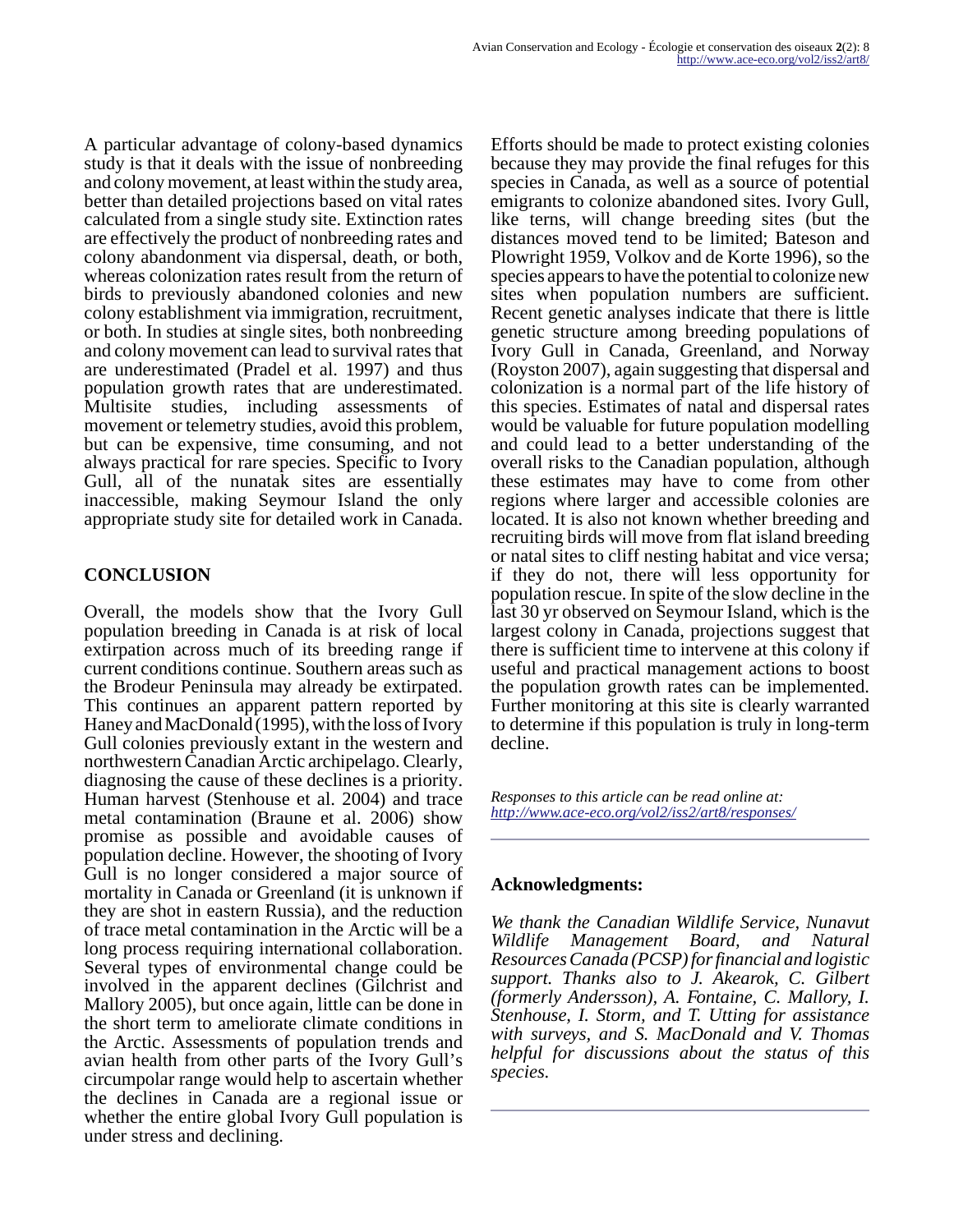A particular advantage of colony-based dynamics study is that it deals with the issue of nonbreeding and colony movement, at least within the study area, better than detailed projections based on vital rates calculated from a single study site. Extinction rates are effectively the product of nonbreeding rates and colony abandonment via dispersal, death, or both, whereas colonization rates result from the return of birds to previously abandoned colonies and new colony establishment via immigration, recruitment, or both. In studies at single sites, both nonbreeding and colony movement can lead to survival rates that are underestimated (Pradel et al. 1997) and thus population growth rates that are underestimated. Multisite studies, including assessments of movement or telemetry studies, avoid this problem, but can be expensive, time consuming, and not always practical for rare species. Specific to Ivory Gull, all of the nunatak sites are essentially inaccessible, making Seymour Island the only appropriate study site for detailed work in Canada.

## CONCLUSION

Overall, the models show that the Ivory Gull population breeding in Canada is at risk of local extirpation across much of its breeding range if current conditions continue. Southern areas such as the Brodeur Peninsula may already be extirpated. This continues an apparent pattern reported by Haney and MacDonald (1995), with the loss of Ivory Gull colonies previously extant in the western and northwestern Canadian Arctic archipelago. Clearly, diagnosing the cause of these declines is a priority. Human harvest (Stenhouse et al. 2004) and trace metal contamination (Braune et al. 2006) show promise as possible and avoidable causes of population decline. However, the shooting of Ivory Gull is no longer considered a major source of mortality in Canada or Greenland (it is unknown if they are shot in eastern Russia), and the reduction of trace metal contamination in the Arctic will be a long process requiring international collaboration. Several types of environmental change could be involved in the apparent declines (Gilchrist and Mallory 2005), but once again, little can be done in the short term to ameliorate climate conditions in the Arctic. Assessments of population trends and avian health from other parts of the Ivory Gull's circumpolar range would help to ascertain whether the declines in Canada are a regional issue or whether the entire global Ivory Gull population is under stress and declining.

Efforts should be made to protect existing colonies because they may provide the final refuges for this species in Canada, as well as a source of potential emigrants to colonize abandoned sites. Ivory Gull, like terns, will change breeding sites (but the distances moved tend to be limited; Bateson and Plowright 1959, Volkov and de Korte 1996), so the species appears to have the potential to colonize new sites when population numbers are sufficient. Recent genetic analyses indicate that there is little genetic structure among breeding populations of Ivory Gull in Canada, Greenland, and Norway (Royston 2007), again suggesting that dispersal and colonization is a normal part of the life history of this species. Estimates of natal and dispersal rates would be valuable for future population modelling and could lead to a better understanding of the overall risks to the Canadian population, although these estimates may have to come from other regions where larger and accessible colonies are located. It is also not known whether breeding and recruiting birds will move from flat island breeding or natal sites to cliff nesting habitat and vice versa; if they do not, there will less opportunity for population rescue. In spite of the slow decline in the last 30 yr observed on Seymour Island, which is the largest colony in Canada, projections suggest that there is sufficient time to intervene at this colony if useful and practical management actions to boost the population growth rates can be implemented. Further monitoring at this site is clearly warranted to determine if this population is truly in long-term decline.

*Responses to this article can be read online at: http://www.ace-eco.org/vol2/iss2/art8/responses/*

---

### Acknowledgments:

*We thank the Canadian Wildlife Service, Nunavut Wildlife Management Board, and Natural Resources Canada (PCSP) for financial and logistic support. Thanks also to J. Akearok, C. Gilbert (formerly Andersson), A. Fontaine, C. Mallory, I. Stenhouse, I. Storm, and T. Utting for assistance with surveys, and S. MacDonald and V. Thomas helpful for discussions about the status of this species.*

---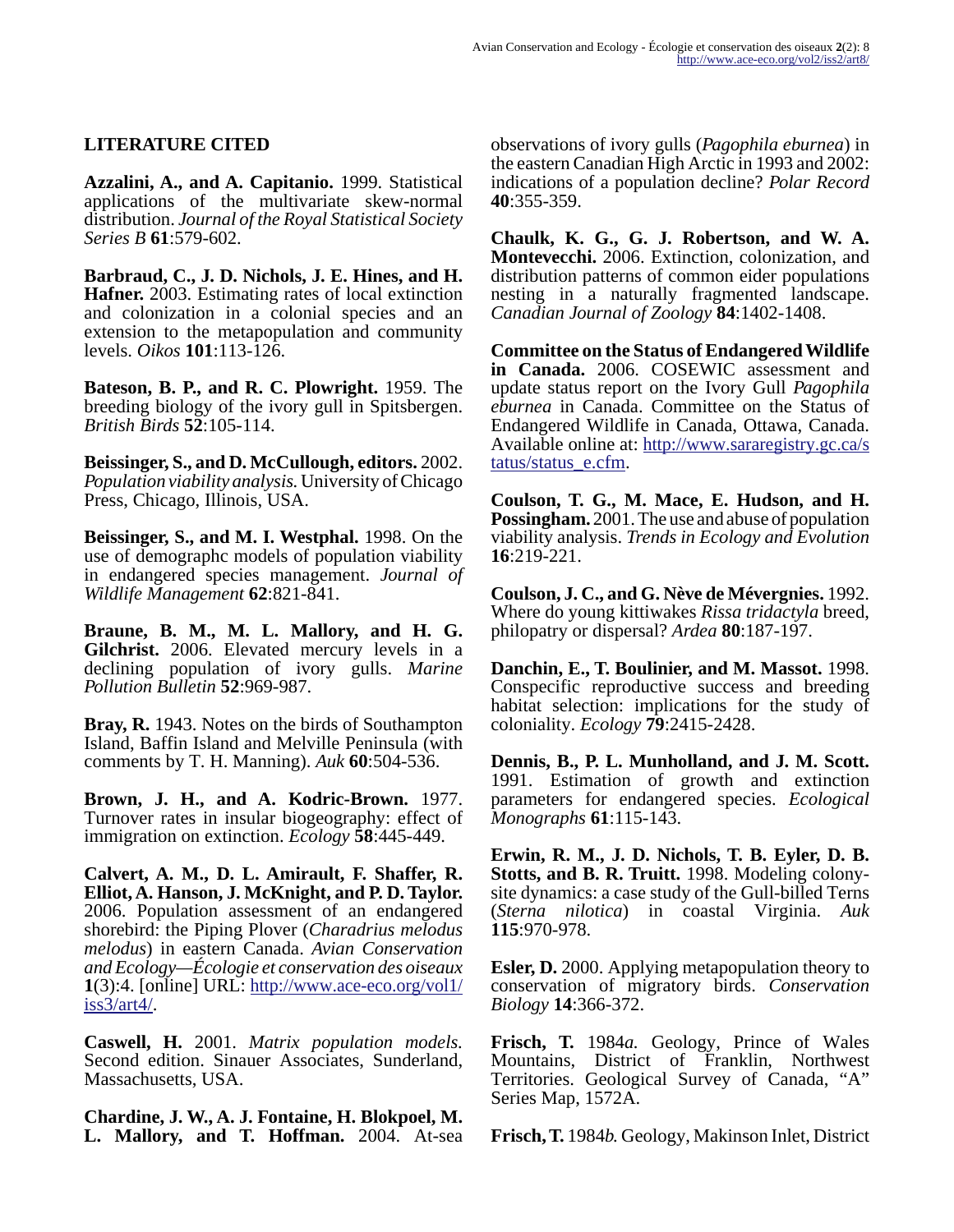## LITERATURE CITED

**Azzalini, A., and A. Capitanio.** 1999. Statistical applications of the multivariate skew-normal distribution. *Journal of the Royal Statistical Society Series B* **61**:579-602.

**Barbraud, C., J. D. Nichols, J. E. Hines, and H. Hafner.** 2003. Estimating rates of local extinction and colonization in a colonial species and an extension to the metapopulation and community levels. *Oikos* **101**:113-126.

**Bateson, B. P., and R. C. Plowright.** 1959. The breeding biology of the ivory gull in Spitsbergen. *British Birds* **52**:105-114.

**Beissinger, S., and D. McCullough, editors.** 2002. *Population viability analysis.* University of Chicago Press, Chicago, Illinois, USA.

**Beissinger, S., and M. I. Westphal.** 1998. On the use of demographc models of population viability in endangered species management. *Journal of Wildlife Management* **62**:821-841.

**Braune, B. M., M. L. Mallory, and H. G. Gilchrist.** 2006. Elevated mercury levels in a declining population of ivory gulls. *Marine Pollution Bulletin* **52**:969-987.

**Bray, R.** 1943. Notes on the birds of Southampton Island, Baffin Island and Melville Peninsula (with comments by T. H. Manning). *Auk* **60**:504-536.

**Brown, J. H., and A. Kodric-Brown.** 1977. Turnover rates in insular biogeography: effect of immigration on extinction. *Ecology* **58**:445-449.

**Calvert, A. M., D. L. Amirault, F. Shaffer, R. Elliot, A. Hanson, J. McKnight, and P. D. Taylor.** 2006. Population assessment of an endangered shorebird: the Piping Plover (*Charadrius melodus melodus*) in eastern Canada. *Avian Conservation and Ecology—Écologie et conservation des oiseaux* **1**(3):4. [online] URL: http://www.ace-eco.org/vol1/iss3/art4/.

**Caswell, H.** 2001. *Matrix population models.* Second edition. Sinauer Associates, Sunderland, Massachusetts, USA.

**Chardine, J. W., A. J. Fontaine, H. Blokpoel, M. L. Mallory, and T. Hoffman.** 2004. At-sea observations of ivory gulls (*Pagophila eburnea*) in the eastern Canadian High Arctic in 1993 and 2002: indications of a population decline? *Polar Record* **40**:355-359.

**Chaulk, K. G., G. J. Robertson, and W. A. Montevecchi.** 2006. Extinction, colonization, and distribution patterns of common eider populations nesting in a naturally fragmented landscape. *Canadian Journal of Zoology* **84**:1402-1408.

**Committee on the Status of Endangered Wildlife in Canada.** 2006. COSEWIC assessment and update status report on the Ivory Gull *Pagophila eburnea* in Canada. Committee on the Status of Endangered Wildlife in Canada, Ottawa, Canada. Available online at: http://www.sararegistry.gc.ca/status/status_e.cfm.

**Coulson, T. G., M. Mace, E. Hudson, and H. Possingham.** 2001. The use and abuse of population viability analysis. *Trends in Ecology and Evolution* **16**:219-221.

**Coulson, J. C., and G. Nève de Mévergnies.** 1992. Where do young kittiwakes *Rissa tridactyla* breed, philopatry or dispersal? *Ardea* **80**:187-197.

**Danchin, E., T. Boulinier, and M. Massot.** 1998. Conspecific reproductive success and breeding habitat selection: implications for the study of coloniality. *Ecology* **79**:2415-2428.

**Dennis, B., P. L. Munholland, and J. M. Scott.** 1991. Estimation of growth and extinction parameters for endangered species. *Ecological Monographs* **61**:115-143.

**Erwin, R. M., J. D. Nichols, T. B. Eyler, D. B. Stotts, and B. R. Truitt.** 1998. Modeling colony-site dynamics: a case study of the Gull-billed Terns (*Sterna nilotica*) in coastal Virginia. *Auk* **115**:970-978.

**Esler, D.** 2000. Applying metapopulation theory to conservation of migratory birds. *Conservation Biology* **14**:366-372.

**Frisch, T.** 1984*a*. Geology, Prince of Wales Mountains, District of Franklin, Northwest Territories. Geological Survey of Canada, "A" Series Map, 1572A.

**Frisch, T.** 1984*b*. Geology, Makinson Inlet, District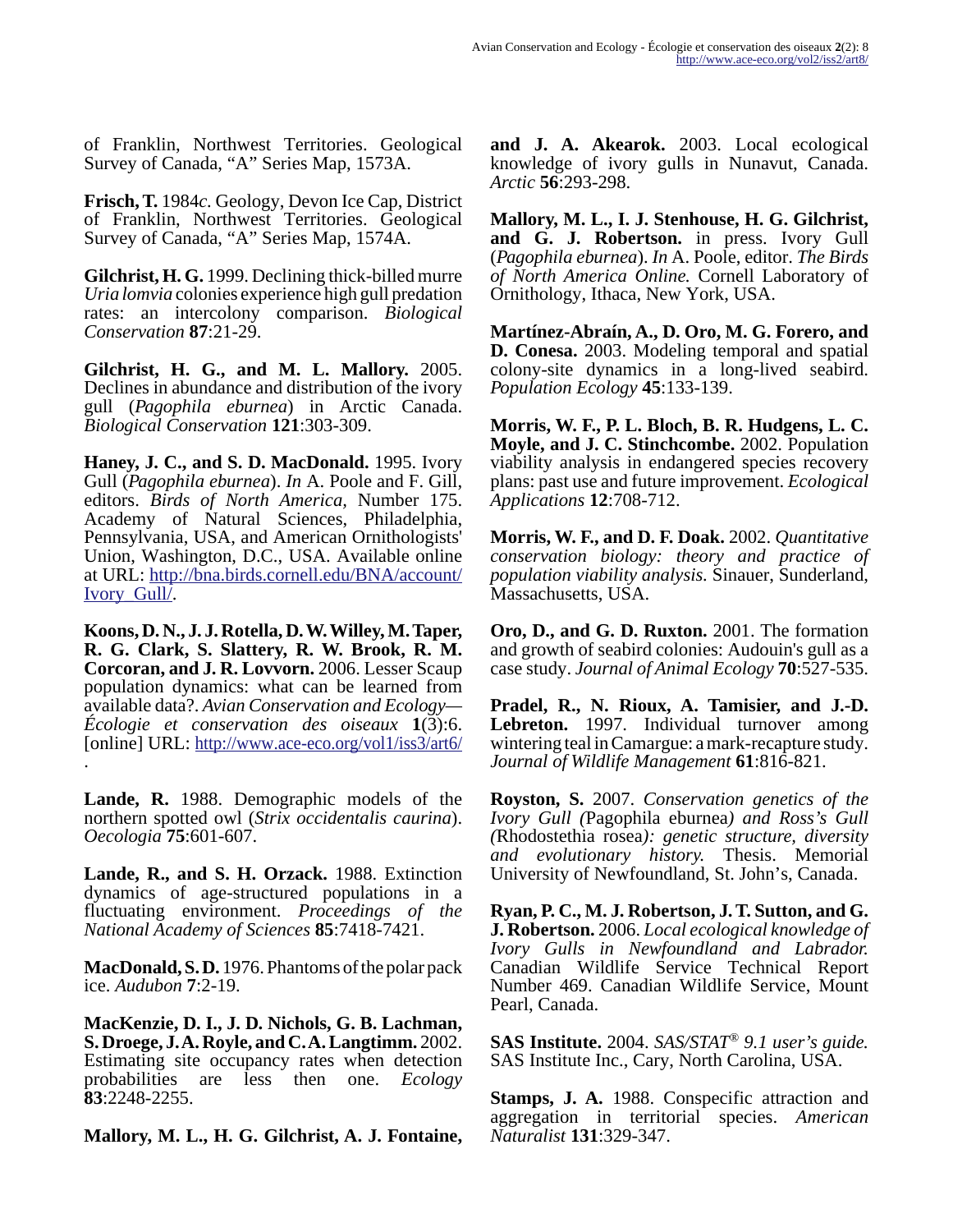of Franklin, Northwest Territories. Geological Survey of Canada, "A" Series Map, 1573A.

**Frisch, T.** 1984*c*. Geology, Devon Ice Cap, District of Franklin, Northwest Territories. Geological Survey of Canada, "A" Series Map, 1574A.

**Gilchrist, H. G.** 1999. Declining thick-billed murre *Uria lomvia* colonies experience high gull predation rates: an intercolony comparison. *Biological Conservation* **87**:21-29.

**Gilchrist, H. G., and M. L. Mallory.** 2005. Declines in abundance and distribution of the ivory gull (*Pagophila eburnea*) in Arctic Canada. *Biological Conservation* **121**:303-309.

**Haney, J. C., and S. D. MacDonald.** 1995. Ivory Gull (*Pagophila eburnea*). *In* A. Poole and F. Gill, editors. *Birds of North America,* Number 175. Academy of Natural Sciences, Philadelphia, Pennsylvania, USA, and American Ornithologists' Union, Washington, D.C., USA. Available online at URL: http://bna.birds.cornell.edu/BNA/account/Ivory_Gull/.

**Koons, D. N., J. J. Rotella, D. W. Willey, M. Taper, R. G. Clark, S. Slattery, R. W. Brook, R. M. Corcoran, and J. R. Lovvorn.** 2006. Lesser Scaup population dynamics: what can be learned from available data?. *Avian Conservation and Ecology—Écologie et conservation des oiseaux* **1**(3):6. [online] URL: http://www.ace-eco.org/vol1/iss3/art6/.

**Lande, R.** 1988. Demographic models of the northern spotted owl (*Strix occidentalis caurina*). *Oecologia* **75**:601-607.

**Lande, R., and S. H. Orzack.** 1988. Extinction dynamics of age-structured populations in a fluctuating environment. *Proceedings of the National Academy of Sciences* **85**:7418-7421.

**MacDonald, S. D.** 1976. Phantoms of the polar pack ice. *Audubon* **7**:2-19.

**MacKenzie, D. I., J. D. Nichols, G. B. Lachman, S. Droege, J. A. Royle, and C. A. Langtimm.** 2002. Estimating site occupancy rates when detection probabilities are less then one. *Ecology* **83**:2248-2255.

**Mallory, M. L., H. G. Gilchrist, A. J. Fontaine, and J. A. Akearok.** 2003. Local ecological knowledge of ivory gulls in Nunavut, Canada. *Arctic* **56**:293-298.

**Mallory, M. L., I. J. Stenhouse, H. G. Gilchrist, and G. J. Robertson.** in press. Ivory Gull (*Pagophila eburnea*). *In* A. Poole, editor. *The Birds of North America Online.* Cornell Laboratory of Ornithology, Ithaca, New York, USA.

**Martínez-Abraín, A., D. Oro, M. G. Forero, and D. Conesa.** 2003. Modeling temporal and spatial colony-site dynamics in a long-lived seabird. *Population Ecology* **45**:133-139.

**Morris, W. F., P. L. Bloch, B. R. Hudgens, L. C. Moyle, and J. C. Stinchcombe.** 2002. Population viability analysis in endangered species recovery plans: past use and future improvement. *Ecological Applications* **12**:708-712.

**Morris, W. F., and D. F. Doak.** 2002. *Quantitative conservation biology: theory and practice of population viability analysis.* Sinauer, Sunderland, Massachusetts, USA.

**Oro, D., and G. D. Ruxton.** 2001. The formation and growth of seabird colonies: Audouin's gull as a case study. *Journal of Animal Ecology* **70**:527-535.

**Pradel, R., N. Rioux, A. Tamisier, and J.-D. Lebreton.** 1997. Individual turnover among wintering teal in Camargue: a mark-recapture study. *Journal of Wildlife Management* **61**:816-821.

**Royston, S.** 2007. *Conservation genetics of the Ivory Gull (*Pagophila eburnea*) and Ross's Gull (*Rhodostethia rosea*): genetic structure, diversity and evolutionary history.* Thesis. Memorial University of Newfoundland, St. John's, Canada.

**Ryan, P. C., M. J. Robertson, J. T. Sutton, and G. J. Robertson.** 2006. *Local ecological knowledge of Ivory Gulls in Newfoundland and Labrador.* Canadian Wildlife Service Technical Report Number 469. Canadian Wildlife Service, Mount Pearl, Canada.

**SAS Institute.** 2004. *SAS/STAT® 9.1 user's guide.* SAS Institute Inc., Cary, North Carolina, USA.

**Stamps, J. A.** 1988. Conspecific attraction and aggregation in territorial species. *American Naturalist* **131**:329-347.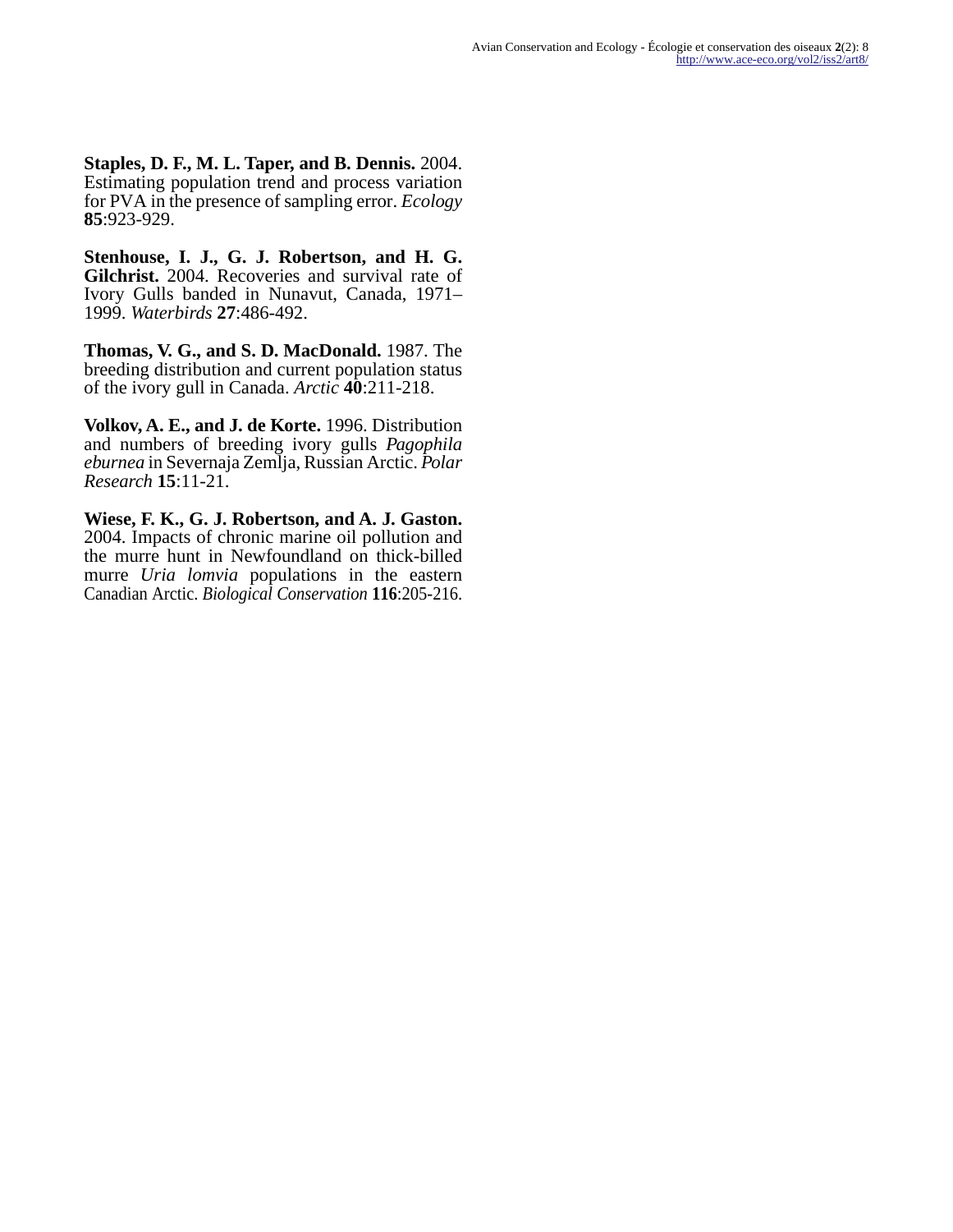**Staples, D. F., M. L. Taper, and B. Dennis.** 2004. Estimating population trend and process variation for PVA in the presence of sampling error. *Ecology* **85**:923-929.

**Stenhouse, I. J., G. J. Robertson, and H. G. Gilchrist.** 2004. Recoveries and survival rate of Ivory Gulls banded in Nunavut, Canada, 1971–1999. *Waterbirds* **27**:486-492.

**Thomas, V. G., and S. D. MacDonald.** 1987. The breeding distribution and current population status of the ivory gull in Canada. *Arctic* **40**:211-218.

**Volkov, A. E., and J. de Korte.** 1996. Distribution and numbers of breeding ivory gulls *Pagophila eburnea* in Severnaja Zemlja, Russian Arctic. *Polar Research* **15**:11-21.

**Wiese, F. K., G. J. Robertson, and A. J. Gaston.** 2004. Impacts of chronic marine oil pollution and the murre hunt in Newfoundland on thick-billed murre *Uria lomvia* populations in the eastern Canadian Arctic. *Biological Conservation* **116**:205-216.